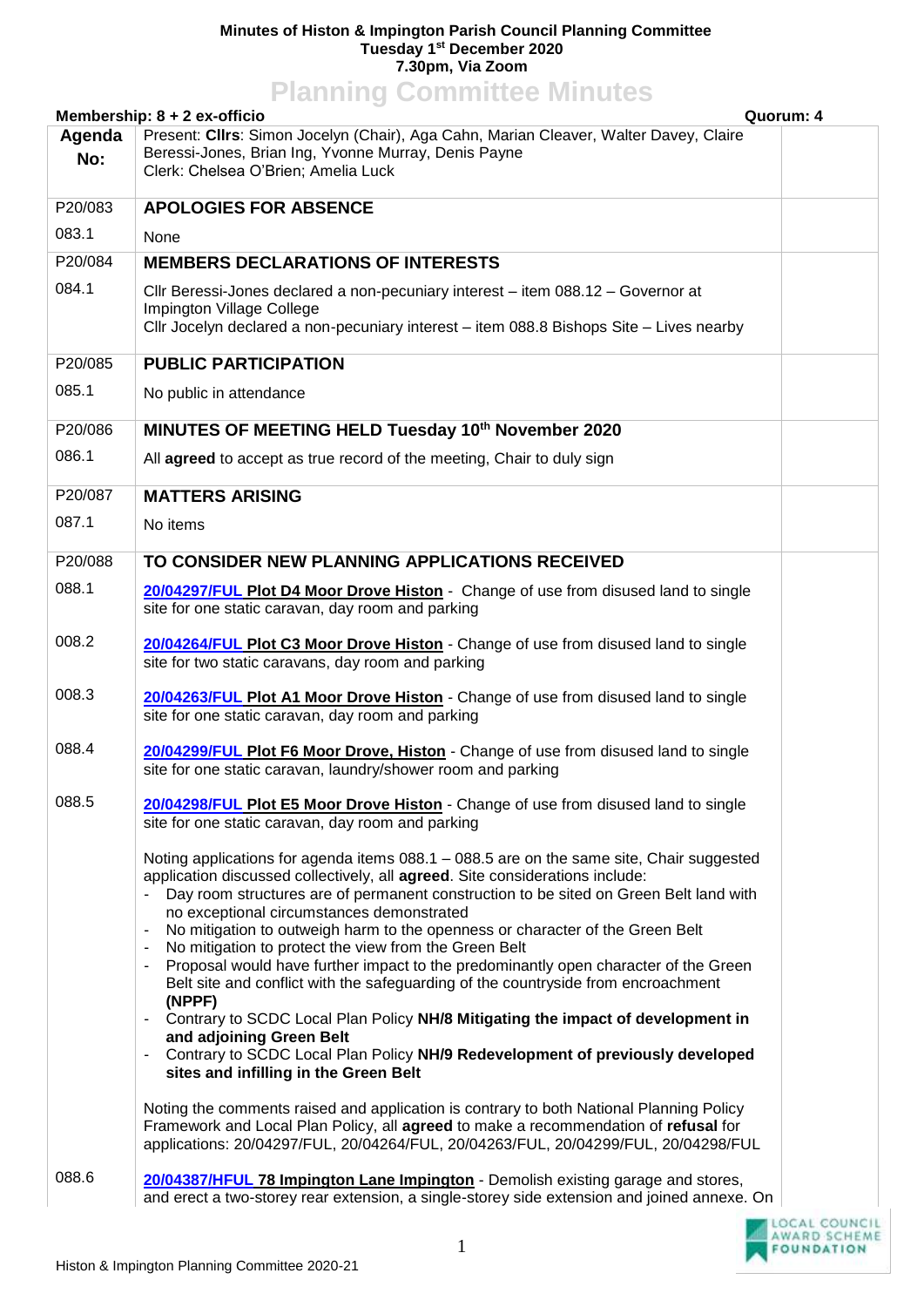**Minutes of Histon & Impington Parish Council Planning Committee**
**Tuesday 1st December 2020**
**7.30pm, Via Zoom**

# Planning Committee Minutes

**Membership: 8 + 2 ex-officio** | **Quorum: 4**

| Agenda No: | | |
|---|---|---|
| | Present: **Cllrs**: Simon Jocelyn (Chair), Aga Cahn, Marian Cleaver, Walter Davey, Claire Beressi-Jones, Brian Ing, Yvonne Murray, Denis Payne<br>Clerk: Chelsea O'Brien; Amelia Luck | |
| P20/083 | **APOLOGIES FOR ABSENCE** | |
| 083.1 | None | |
| P20/084 | **MEMBERS DECLARATIONS OF INTERESTS** | |
| 084.1 | Cllr Beressi-Jones declared a non-pecuniary interest – item 088.12 – Governor at Impington Village College<br>Cllr Jocelyn declared a non-pecuniary interest – item 088.8 Bishops Site – Lives nearby | |
| P20/085 | **PUBLIC PARTICIPATION** | |
| 085.1 | No public in attendance | |
| P20/086 | **MINUTES OF MEETING HELD Tuesday 10th November 2020** | |
| 086.1 | All **agreed** to accept as true record of the meeting, Chair to duly sign | |
| P20/087 | **MATTERS ARISING** | |
| 087.1 | No items | |
| P20/088 | **TO CONSIDER NEW PLANNING APPLICATIONS RECEIVED** | |
| 088.1 | **20/04297/FUL Plot D4 Moor Drove Histon** - Change of use from disused land to single site for one static caravan, day room and parking | |
| 008.2 | **20/04264/FUL Plot C3 Moor Drove Histon** - Change of use from disused land to single site for two static caravans, day room and parking | |
| 008.3 | **20/04263/FUL Plot A1 Moor Drove Histon** - Change of use from disused land to single site for one static caravan, day room and parking | |
| 088.4 | **20/04299/FUL Plot F6 Moor Drove, Histon** - Change of use from disused land to single site for one static caravan, laundry/shower room and parking | |
| 088.5 | **20/04298/FUL Plot E5 Moor Drove Histon** - Change of use from disused land to single site for one static caravan, day room and parking<br><br>Noting applications for agenda items 088.1 – 088.5 are on the same site, Chair suggested application discussed collectively, all **agreed**. Site considerations include:<br>- Day room structures are of permanent construction to be sited on Green Belt land with no exceptional circumstances demonstrated<br>- No mitigation to outweigh harm to the openness or character of the Green Belt<br>- No mitigation to protect the view from the Green Belt<br>- Proposal would have further impact to the predominantly open character of the Green Belt site and conflict with the safeguarding of the countryside from encroachment **(NPPF)**<br>- Contrary to SCDC Local Plan Policy **NH/8 Mitigating the impact of development in and adjoining Green Belt**<br>- Contrary to SCDC Local Plan Policy **NH/9 Redevelopment of previously developed sites and infilling in the Green Belt**<br><br>Noting the comments raised and application is contrary to both National Planning Policy Framework and Local Plan Policy, all **agreed** to make a recommendation of **refusal** for applications: 20/04297/FUL, 20/04264/FUL, 20/04263/FUL, 20/04299/FUL, 20/04298/FUL | |
| 088.6 | **20/04387/HFUL 78 Impington Lane Impington** - Demolish existing garage and stores, and erect a two-storey rear extension, a single-storey side extension and joined annexe. On | |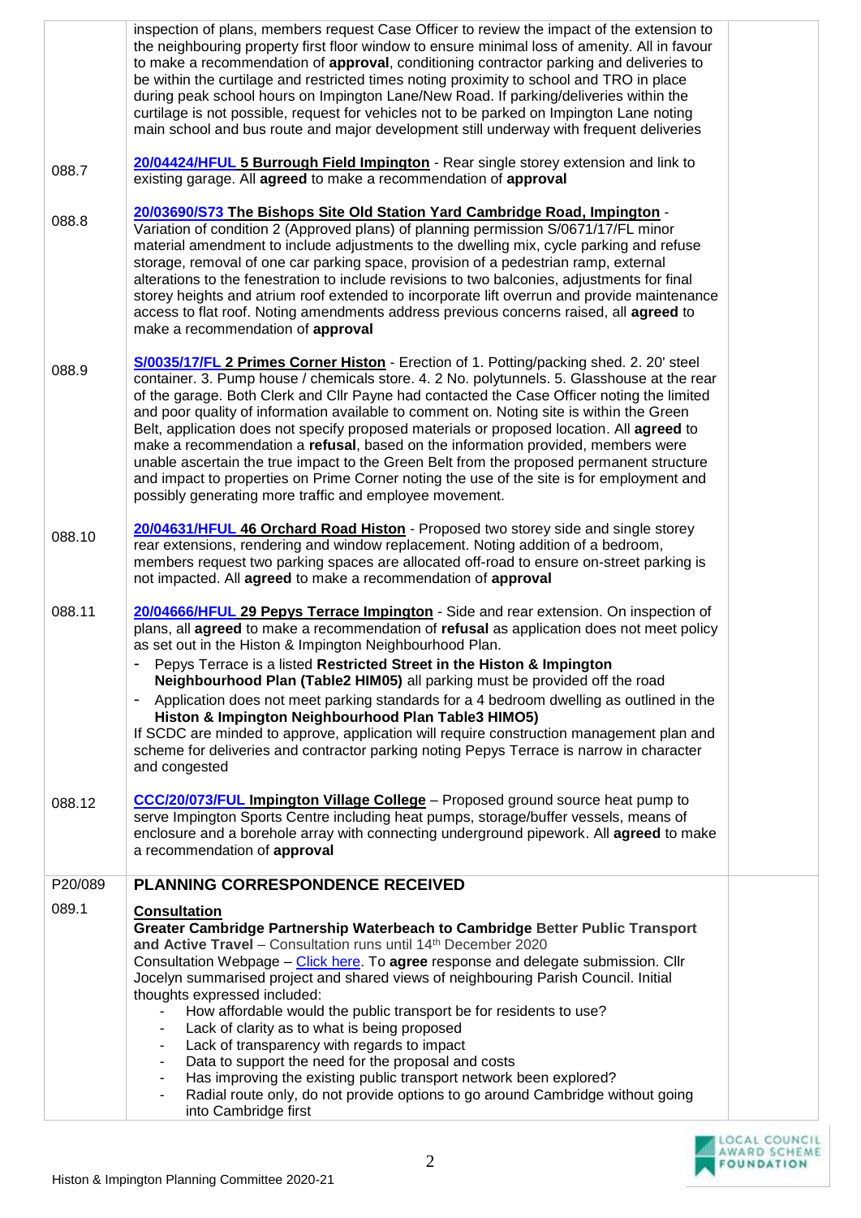| | | |
|---|---|---|
| | inspection of plans, members request Case Officer to review the impact of the extension to the neighbouring property first floor window to ensure minimal loss of amenity. All in favour to make a recommendation of **approval**, conditioning contractor parking and deliveries to be within the curtilage and restricted times noting proximity to school and TRO in place during peak school hours on Impington Lane/New Road. If parking/deliveries within the curtilage is not possible, request for vehicles not to be parked on Impington Lane noting main school and bus route and major development still underway with frequent deliveries | |
| 088.7 | **20/04424/HFUL 5 Burrough Field Impington** - Rear single storey extension and link to existing garage. All **agreed** to make a recommendation of **approval** | |
| 088.8 | **20/03690/S73 The Bishops Site Old Station Yard Cambridge Road, Impington** - Variation of condition 2 (Approved plans) of planning permission S/0671/17/FL minor material amendment to include adjustments to the dwelling mix, cycle parking and refuse storage, removal of one car parking space, provision of a pedestrian ramp, external alterations to the fenestration to include revisions to two balconies, adjustments for final storey heights and atrium roof extended to incorporate lift overrun and provide maintenance access to flat roof. Noting amendments address previous concerns raised, all **agreed** to make a recommendation of **approval** | |
| 088.9 | **S/0035/17/FL 2 Primes Corner Histon** - Erection of 1. Potting/packing shed. 2. 20' steel container. 3. Pump house / chemicals store. 4. 2 No. polytunnels. 5. Glasshouse at the rear of the garage. Both Clerk and Cllr Payne had contacted the Case Officer noting the limited and poor quality of information available to comment on. Noting site is within the Green Belt, application does not specify proposed materials or proposed location. All **agreed** to make a recommendation a **refusal**, based on the information provided, members were unable ascertain the true impact to the Green Belt from the proposed permanent structure and impact to properties on Prime Corner noting the use of the site is for employment and possibly generating more traffic and employee movement. | |
| 088.10 | **20/04631/HFUL 46 Orchard Road Histon** - Proposed two storey side and single storey rear extensions, rendering and window replacement. Noting addition of a bedroom, members request two parking spaces are allocated off-road to ensure on-street parking is not impacted. All **agreed** to make a recommendation of **approval** | |
| 088.11 | **20/04666/HFUL 29 Pepys Terrace Impington** - Side and rear extension. On inspection of plans, all **agreed** to make a recommendation of **refusal** as application does not meet policy as set out in the Histon & Impington Neighbourhood Plan.<br>- Pepys Terrace is a listed **Restricted Street in the Histon & Impington Neighbourhood Plan (Table2 HIM05)** all parking must be provided off the road<br>- Application does not meet parking standards for a 4 bedroom dwelling as outlined in the **Histon & Impington Neighbourhood Plan Table3 HIMO5)**<br>If SCDC are minded to approve, application will require construction management plan and scheme for deliveries and contractor parking noting Pepys Terrace is narrow in character and congested | |
| 088.12 | **CCC/20/073/FUL Impington Village College** – Proposed ground source heat pump to serve Impington Sports Centre including heat pumps, storage/buffer vessels, means of enclosure and a borehole array with connecting underground pipework. All **agreed** to make a recommendation of **approval** | |
| P20/089 | **PLANNING CORRESPONDENCE RECEIVED** | |
| 089.1 | **Consultation**<br>**Greater Cambridge Partnership Waterbeach to Cambridge Better Public Transport and Active Travel** – Consultation runs until 14th December 2020<br>Consultation Webpage – Click here. To **agree** response and delegate submission. Cllr Jocelyn summarised project and shared views of neighbouring Parish Council. Initial thoughts expressed included:<br>- How affordable would the public transport be for residents to use?<br>- Lack of clarity as to what is being proposed<br>- Lack of transparency with regards to impact<br>- Data to support the need for the proposal and costs<br>- Has improving the existing public transport network been explored?<br>- Radial route only, do not provide options to go around Cambridge without going into Cambridge first | |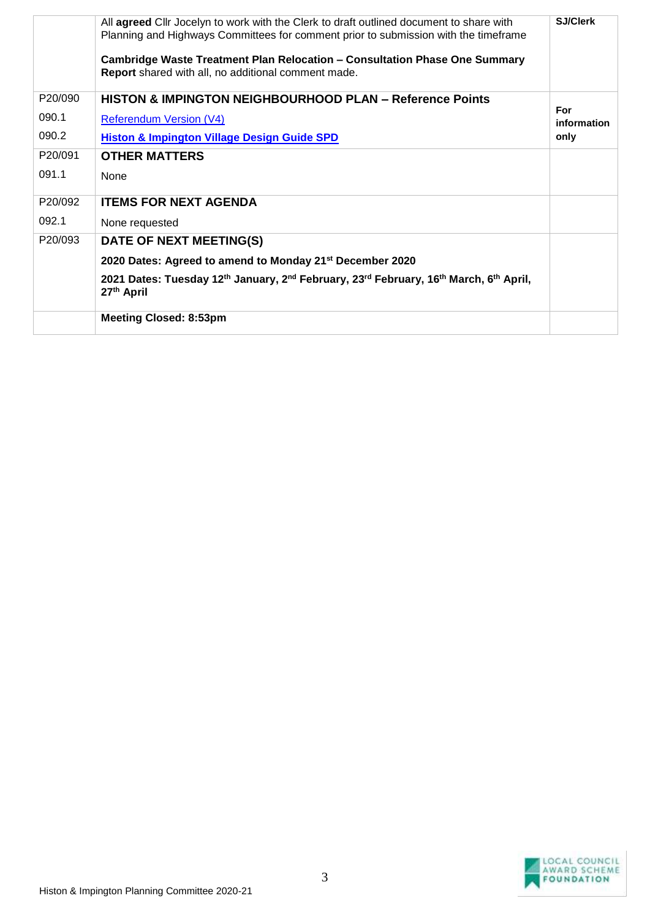| | | |
|---|---|---|
| | All **agreed** Cllr Jocelyn to work with the Clerk to draft outlined document to share with Planning and Highways Committees for comment prior to submission with the timeframe<br><br>**Cambridge Waste Treatment Plan Relocation – Consultation Phase One Summary Report** shared with all, no additional comment made. | **SJ/Clerk** |
| P20/090 | **HISTON & IMPINGTON NEIGHBOURHOOD PLAN – Reference Points** | **For information only** |
| 090.1 | Referendum Version (V4) | |
| 090.2 | **Histon & Impington Village Design Guide SPD** | |
| P20/091 | **OTHER MATTERS** | |
| 091.1 | None | |
| P20/092 | **ITEMS FOR NEXT AGENDA** | |
| 092.1 | None requested | |
| P20/093 | **DATE OF NEXT MEETING(S)**<br><br>**2020 Dates: Agreed to amend to Monday 21st December 2020**<br><br>**2021 Dates: Tuesday 12th January, 2nd February, 23rd February, 16th March, 6th April, 27th April** | |
| | **Meeting Closed: 8:53pm** | |